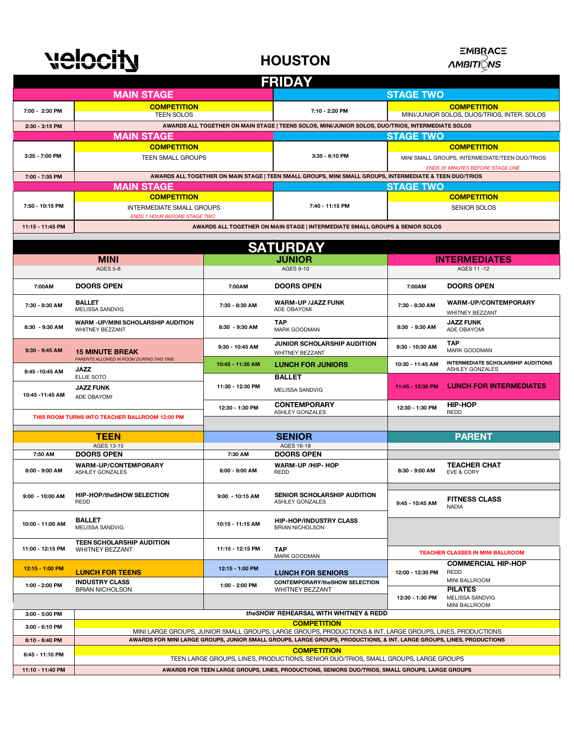# velocity — HOUSTON — EMBRACE AMBITIONS

## FRIDAY

| MAIN STAGE | | STAGE TWO | |
|---|---|---|---|
| 7:00 - 2:30 PM | **COMPETITION** TEEN SOLOS | 7:10 - 2:20 PM | **COMPETITION** MINI/JUNIOR SOLOS, DUOS/TRIOS, INTER. SOLOS |
| 2:30 - 3:15 PM | AWARDS ALL TOGETHER ON MAIN STAGE \| TEENS SOLOS, MINI/JUNIOR SOLOS, DUO/TRIOS, INTERMEDIATE SOLOS | | |
| **MAIN STAGE** | | **STAGE TWO** | |
| 3:25 - 7:00 PM | **COMPETITION** TEEN SMALL GROUPS | 3:35 - 6:10 PM | **COMPETITION** MINI SMALL GROUPS, INTERMEDIATE/TEEN DUO/TRIOS *ENDS 35 MINUTES BEFORE STAGE ONE* |
| 7:00 - 7:35 PM | AWARDS ALL TOGETHER ON MAIN STAGE \| TEEN SMALL GROUPS, MINI SMALL GROUPS, INTERMEDIATE & TEEN DUO/TRIOS | | |
| **MAIN STAGE** | | **STAGE TWO** | |
| 7:50 - 10:15 PM | **COMPETITION** INTERMEDIATE SMALL GROUPS *ENDS 1 HOUR BEFORE STAGE TWO* | 7:40 - 11:15 PM | **COMPETITION** SENIOR SOLOS |
| 11:15 - 11:45 PM | AWARDS ALL TOGETHER ON MAIN STAGE \| INTERMEDIATE SMALL GROUPS & SENIOR SOLOS | | |

## SATURDAY

| MINI (AGES 5-8) | | JUNIOR (AGES 9-10) | | INTERMEDIATES (AGES 11 -12) | |
|---|---|---|---|---|---|
| 7:00AM | **DOORS OPEN** | 7:00AM | **DOORS OPEN** | 7:00AM | **DOORS OPEN** |
| 7:30 - 8:30 AM | **BALLET** MELISSA SANDVIG | 7:30 - 8:30 AM | **WARM-UP /JAZZ FUNK** ADE OBAYOMI | 7:30 - 8:30 AM | **WARM-UP/CONTEMPORARY** WHITNEY BEZZANT |
| 8:30 - 9:30 AM | **WARM -UP/MINI SCHOLARSHIP AUDITION** WHITNEY BEZZANT | 8:30 - 9:30 AM | **TAP** MARK GOODMAN | 8:30 - 9:30 AM | **JAZZ FUNK** ADE OBAYOMI |
| 9:30 - 9:45 AM | **15 MINUTE BREAK** *PARENTS ALLOWED IN ROOM DURING THIS TIME* | 9:30 - 10:45 AM | **JUNIOR SCHOLARSHIP AUDITION** WHITNEY BEZZANT | 9:30 - 10:30 AM | **TAP** MARK GOODMAN |
| 9:45 -10:45 AM | **JAZZ** ELLIE SOTO | 10:45 - 11:30 AM | **LUNCH FOR JUNIORS** | 10:30 - 11:45 AM | **INTERMEDIATE SCHOLARSHIP AUDITIONS** ASHLEY GONZALES |
| 10:45 -11:45 AM | **JAZZ FUNK** ADE OBAYOMI | 11:30 - 12:30 PM | **BALLET** MELISSA SANDVIG | 11:45 - 12:30 PM | **LUNCH FOR INTERMEDIATES** |
| THIS ROOM TURNS INTO TEACHER BALLROOM 12:00 PM | | 12:30 - 1:30 PM | **CONTEMPORARY** ASHLEY GONZALES | 12:30 - 1:30 PM | **HIP-HOP** REDD |

| TEEN (AGES 13-15) | | SENIOR (AGES 16-18) | | PARENT | |
|---|---|---|---|---|---|
| 7:50 AM | **DOORS OPEN** | 7:30 AM | **DOORS OPEN** | | |
| 8:00 - 9:00 AM | **WARM-UP/CONTEMPORARY** ASHLEY GONZALES | 8:00 - 9:00 AM | **WARM-UP /HIP- HOP** REDD | 8:30 - 9:00 AM | **TEACHER CHAT** EVE & CORY |
| 9:00 - 10:00 AM | **HIP-HOP/theSHOW SELECTION** REDD | 9:00 - 10:15 AM | **SENIOR SCHOLARSHIP AUDITION** ASHLEY GONZALES | 9:45 - 10:45 AM | **FITNESS CLASS** NADIA |
| 10:00 - 11:00 AM | **BALLET** MELISSA SANDVIG | 10:15 - 11:15 AM | **HIP-HOP/INDUSTRY CLASS** BRIAN NICHOLSON | | |
| 11:00 - 12:15 PM | **TEEN SCHOLARSHIP AUDITION** WHITNEY BEZZANT | 11:15 - 12:15 PM | **TAP** MARK GOODMAN | TEACHER CLASSES IN MINI BALLROOM | |
| 12:15 - 1:00 PM | **LUNCH FOR TEENS** | 12:15 - 1:00 PM | **LUNCH FOR SENIORS** | 12:00 - 12:30 PM | **COMMERCIAL HIP-HOP** REDD MINI BALLROOM |
| 1:00 - 2:00 PM | **INDUSTRY CLASS** BRIAN NICHOLSON | 1:00 - 2:00 PM | **CONTEMPORARY/theSHOW SELECTION** WHITNEY BEZZANT | 12:30 - 1:30 PM | **PILATES** MELISSA SANDVIG MINI BALLROOM |

| | |
|---|---|
| 3:00 - 5:00 PM | ***theSHOW* REHEARSAL WITH WHITNEY & REDD** |
| 3:00 - 6:10 PM | **COMPETITION** MINI LARGE GROUPS, JUNIOR SMALL GROUPS, LARGE GROUPS, PRODUCTIONS & INT. LARGE GROUPS, LINES, PRODUCTIONS |
| 6:10 - 6:40 PM | AWARDS FOR MINI LARGE GROUPS, JUNIOR SMALL GROUPS, LARGE GROUPS, PRODUCTIONS, & INT. LARGE GROUPS, LINES, PRODUCTIONS |
| 6:45 - 11:10 PM | **COMPETITION** TEEN LARGE GROUPS, LINES, PRODUCTIONS, SENIOR DUO/TRIOS, SMALL GROUPS, LARGE GROUPS |
| 11:10 - 11:40 PM | AWARDS FOR TEEN LARGE GROUPS, LINES, PRODUCTIONS, SENIORS DUO/TRIOS, SMALL GROUPS, LARGE GROUPS |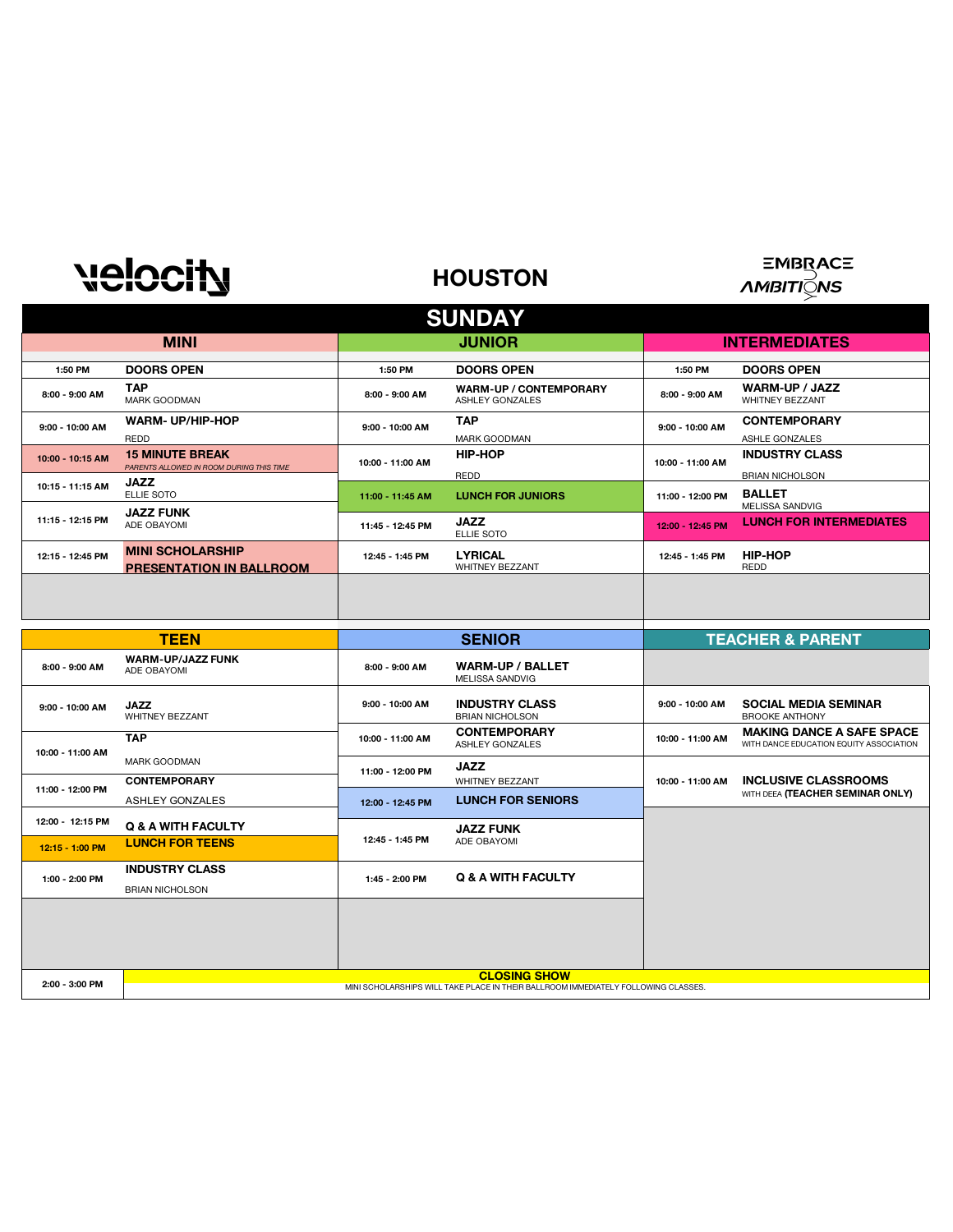velocity

# HOUSTON

EMBRACE AMBITIONS

## SUNDAY

### MINI

| | |
|---|---|
| 1:50 PM | **DOORS OPEN** |
| 8:00 - 9:00 AM | **TAP** MARK GOODMAN |
| 9:00 - 10:00 AM | **WARM- UP/HIP-HOP** REDD |
| 10:00 - 10:15 AM | **15 MINUTE BREAK** *PARENTS ALLOWED IN ROOM DURING THIS TIME* |
| 10:15 - 11:15 AM | **JAZZ** ELLIE SOTO |
| 11:15 - 12:15 PM | **JAZZ FUNK** ADE OBAYOMI |
| 12:15 - 12:45 PM | **MINI SCHOLARSHIP PRESENTATION IN BALLROOM** |

### JUNIOR

| | |
|---|---|
| 1:50 PM | **DOORS OPEN** |
| 8:00 - 9:00 AM | **WARM-UP / CONTEMPORARY** ASHLEY GONZALES |
| 9:00 - 10:00 AM | **TAP** MARK GOODMAN |
| 10:00 - 11:00 AM | **HIP-HOP** REDD |
| 11:00 - 11:45 AM | **LUNCH FOR JUNIORS** |
| 11:45 - 12:45 PM | **JAZZ** ELLIE SOTO |
| 12:45 - 1:45 PM | **LYRICAL** WHITNEY BEZZANT |

### INTERMEDIATES

| | |
|---|---|
| 1:50 PM | **DOORS OPEN** |
| 8:00 - 9:00 AM | **WARM-UP / JAZZ** WHITNEY BEZZANT |
| 9:00 - 10:00 AM | **CONTEMPORARY** ASHLE GONZALES |
| 10:00 - 11:00 AM | **INDUSTRY CLASS** BRIAN NICHOLSON |
| 11:00 - 12:00 PM | **BALLET** MELISSA SANDVIG |
| 12:00 - 12:45 PM | **LUNCH FOR INTERMEDIATES** |
| 12:45 - 1:45 PM | **HIP-HOP** REDD |

### TEEN

| | |
|---|---|
| 8:00 - 9:00 AM | **WARM-UP/JAZZ FUNK** ADE OBAYOMI |
| 9:00 - 10:00 AM | **JAZZ** WHITNEY BEZZANT |
| 10:00 - 11:00 AM | **TAP** MARK GOODMAN |
| 11:00 - 12:00 PM | **CONTEMPORARY** ASHLEY GONZALES |
| 12:00 - 12:15 PM | **Q & A WITH FACULTY** |
| 12:15 - 1:00 PM | **LUNCH FOR TEENS** |
| 1:00 - 2:00 PM | **INDUSTRY CLASS** BRIAN NICHOLSON |

### SENIOR

| | |
|---|---|
| 8:00 - 9:00 AM | **WARM-UP / BALLET** MELISSA SANDVIG |
| 9:00 - 10:00 AM | **INDUSTRY CLASS** BRIAN NICHOLSON |
| 10:00 - 11:00 AM | **CONTEMPORARY** ASHLEY GONZALES |
| 11:00 - 12:00 PM | **JAZZ** WHITNEY BEZZANT |
| 12:00 - 12:45 PM | **LUNCH FOR SENIORS** |
| 12:45 - 1:45 PM | **JAZZ FUNK** ADE OBAYOMI |
| 1:45 - 2:00 PM | **Q & A WITH FACULTY** |

### TEACHER & PARENT

| | |
|---|---|
| 9:00 - 10:00 AM | **SOCIAL MEDIA SEMINAR** BROOKE ANTHONY |
| 10:00 - 11:00 AM | **MAKING DANCE A SAFE SPACE** WITH DANCE EDUCATION EQUITY ASSOCIATION |
| 10:00 - 11:00 AM | **INCLUSIVE CLASSROOMS** WITH DEEA **(TEACHER SEMINAR ONLY)** |

| | |
|---|---|
| 2:00 - 3:00 PM | **CLOSING SHOW** MINI SCHOLARSHIPS WILL TAKE PLACE IN THEIR BALLROOM IMMEDIATELY FOLLOWING CLASSES. |